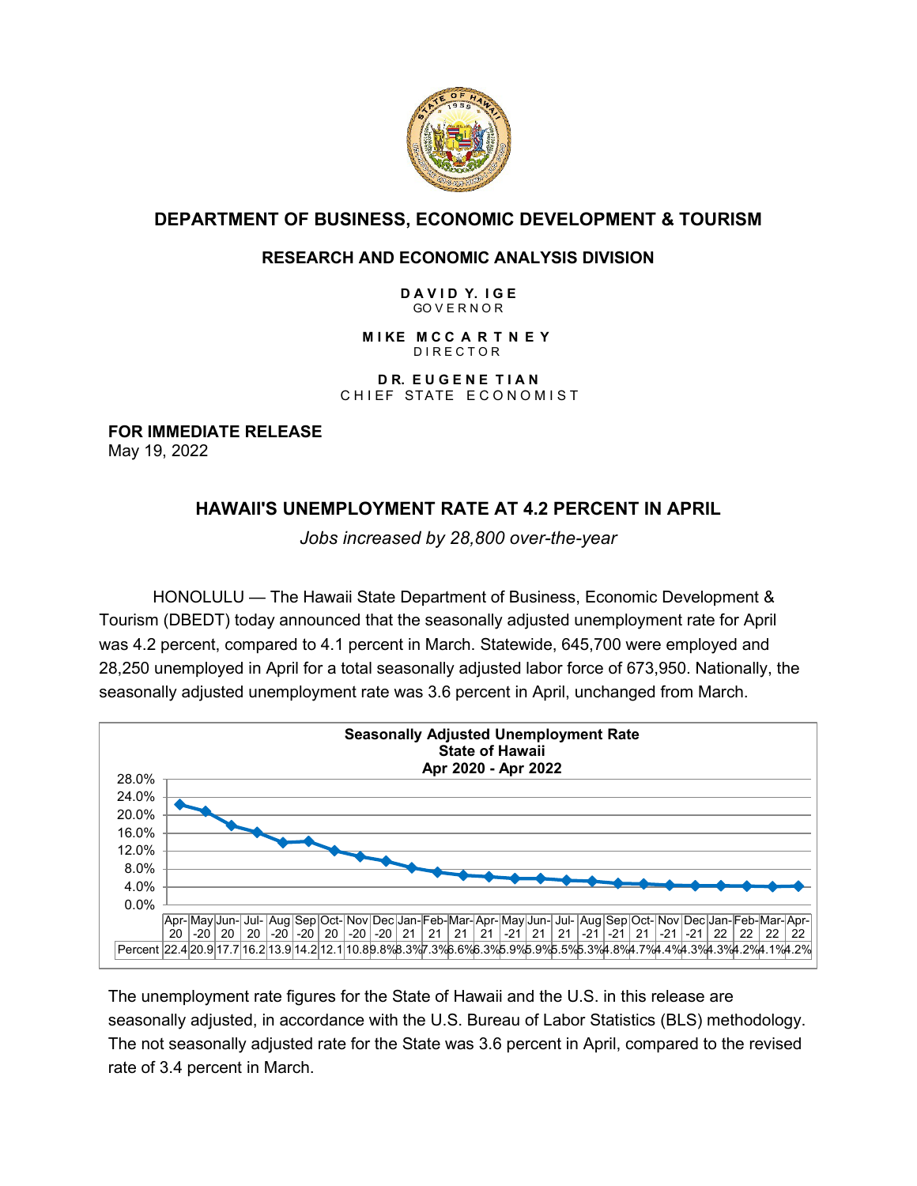## DEPARTMENT OF BUSINESS, ECONOMIC DEVELOPMENT & TOURISM

### RESEARCH AND ECONOMIC ANALYSIS DIVISION

**DAVID Y. IGE**
GOVERNOR

**MIKE MCCARTNEY**
DIRECTOR

**DR. EUGENE TIAN**
CHIEF STATE ECONOMIST

**FOR IMMEDIATE RELEASE**
May 19, 2022

# HAWAII'S UNEMPLOYMENT RATE AT 4.2 PERCENT IN APRIL

*Jobs increased by 28,800 over-the-year*

HONOLULU — The Hawaii State Department of Business, Economic Development & Tourism (DBEDT) today announced that the seasonally adjusted unemployment rate for April was 4.2 percent, compared to 4.1 percent in March. Statewide, 645,700 were employed and 28,250 unemployed in April for a total seasonally adjusted labor force of 673,950. Nationally, the seasonally adjusted unemployment rate was 3.6 percent in April, unchanged from March.

**Seasonally Adjusted Unemployment Rate**
**State of Hawaii**
**Apr 2020 - Apr 2022**

| | Apr-20 | May-20 | Jun-20 | Jul-20 | Aug-20 | Sep-20 | Oct-20 | Nov-20 | Dec-20 | Jan-21 | Feb-21 | Mar-21 | Apr-21 | May-21 | Jun-21 | Jul-21 | Aug-21 | Sep-21 | Oct-21 | Nov-21 | Dec-21 | Jan-22 | Feb-22 | Mar-22 | Apr-22 |
|---|---|---|---|---|---|---|---|---|---|---|---|---|---|---|---|---|---|---|---|---|---|---|---|---|---|
| Percent | 22.4 | 20.9 | 17.7 | 16.2 | 13.9 | 14.2 | 12.1 | 10.8 | 9.8% | 8.3% | 7.3% | 6.6% | 6.3% | 5.9% | 5.9% | 5.5% | 5.3% | 4.8% | 4.7% | 4.4% | 4.3% | 4.3% | 4.2% | 4.1% | 4.2% |

The unemployment rate figures for the State of Hawaii and the U.S. in this release are seasonally adjusted, in accordance with the U.S. Bureau of Labor Statistics (BLS) methodology. The not seasonally adjusted rate for the State was 3.6 percent in April, compared to the revised rate of 3.4 percent in March.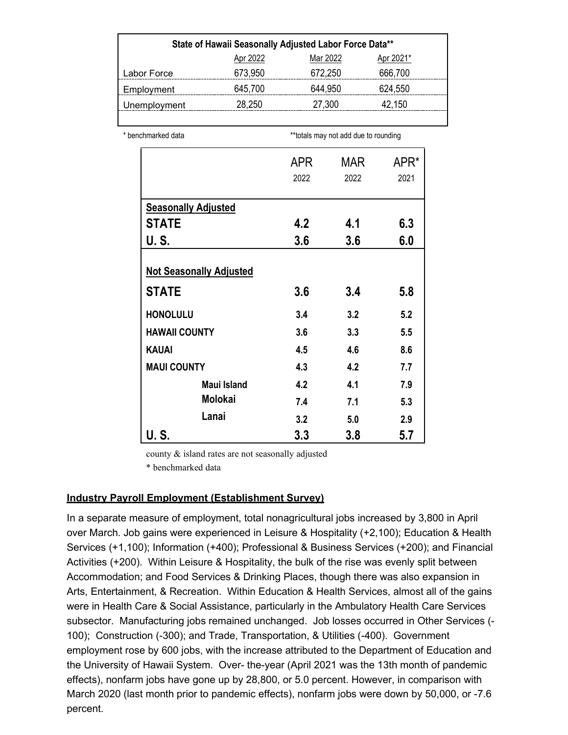| State of Hawaii Seasonally Adjusted Labor Force Data** | Apr 2022 | Mar 2022 | Apr 2021* |
|---|---|---|---|
| Labor Force | 673,950 | 672,250 | 666,700 |
| Employment | 645,700 | 644,950 | 624,550 |
| Unemployment | 28,250 | 27,300 | 42,150 |

\* benchmarked data  **totals may not add due to rounding

| | APR 2022 | MAR 2022 | APR* 2021 |
|---|---|---|---|
| **Seasonally Adjusted** | | | |
| **STATE** | **4.2** | **4.1** | **6.3** |
| **U. S.** | **3.6** | **3.6** | **6.0** |
| **Not Seasonally Adjusted** | | | |
| **STATE** | **3.6** | **3.4** | **5.8** |
| **HONOLULU** | **3.4** | **3.2** | **5.2** |
| **HAWAII COUNTY** | **3.6** | **3.3** | **5.5** |
| **KAUAI** | **4.5** | **4.6** | **8.6** |
| **MAUI COUNTY** | **4.3** | **4.2** | **7.7** |
| **Maui Island** | **4.2** | **4.1** | **7.9** |
| **Molokai** | **7.4** | **7.1** | **5.3** |
| **Lanai** | **3.2** | **5.0** | **2.9** |
| **U. S.** | **3.3** | **3.8** | **5.7** |

county & island rates are not seasonally adjusted

\* benchmarked data

## Industry Payroll Employment (Establishment Survey)

In a separate measure of employment, total nonagricultural jobs increased by 3,800 in April over March. Job gains were experienced in Leisure & Hospitality (+2,100); Education & Health Services (+1,100); Information (+400); Professional & Business Services (+200); and Financial Activities (+200). Within Leisure & Hospitality, the bulk of the rise was evenly split between Accommodation; and Food Services & Drinking Places, though there was also expansion in Arts, Entertainment, & Recreation. Within Education & Health Services, almost all of the gains were in Health Care & Social Assistance, particularly in the Ambulatory Health Care Services subsector. Manufacturing jobs remained unchanged. Job losses occurred in Other Services (-100); Construction (-300); and Trade, Transportation, & Utilities (-400). Government employment rose by 600 jobs, with the increase attributed to the Department of Education and the University of Hawaii System. Over- the-year (April 2021 was the 13th month of pandemic effects), nonfarm jobs have gone up by 28,800, or 5.0 percent. However, in comparison with March 2020 (last month prior to pandemic effects), nonfarm jobs were down by 50,000, or -7.6 percent.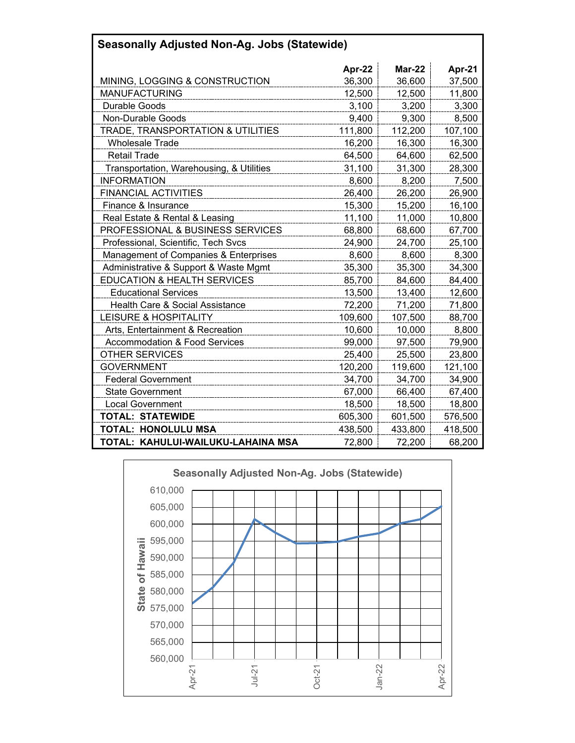## Seasonally Adjusted Non-Ag. Jobs (Statewide)

| | Apr-22 | Mar-22 | Apr-21 |
|---|---|---|---|
| MINING, LOGGING & CONSTRUCTION | 36,300 | 36,600 | 37,500 |
| MANUFACTURING | 12,500 | 12,500 | 11,800 |
| Durable Goods | 3,100 | 3,200 | 3,300 |
| Non-Durable Goods | 9,400 | 9,300 | 8,500 |
| TRADE, TRANSPORTATION & UTILITIES | 111,800 | 112,200 | 107,100 |
| Wholesale Trade | 16,200 | 16,300 | 16,300 |
| Retail Trade | 64,500 | 64,600 | 62,500 |
| Transportation, Warehousing, & Utilities | 31,100 | 31,300 | 28,300 |
| INFORMATION | 8,600 | 8,200 | 7,500 |
| FINANCIAL ACTIVITIES | 26,400 | 26,200 | 26,900 |
| Finance & Insurance | 15,300 | 15,200 | 16,100 |
| Real Estate & Rental & Leasing | 11,100 | 11,000 | 10,800 |
| PROFESSIONAL & BUSINESS SERVICES | 68,800 | 68,600 | 67,700 |
| Professional, Scientific, Tech Svcs | 24,900 | 24,700 | 25,100 |
| Management of Companies & Enterprises | 8,600 | 8,600 | 8,300 |
| Administrative & Support & Waste Mgmt | 35,300 | 35,300 | 34,300 |
| EDUCATION & HEALTH SERVICES | 85,700 | 84,600 | 84,400 |
| Educational Services | 13,500 | 13,400 | 12,600 |
| Health Care & Social Assistance | 72,200 | 71,200 | 71,800 |
| LEISURE & HOSPITALITY | 109,600 | 107,500 | 88,700 |
| Arts, Entertainment & Recreation | 10,600 | 10,000 | 8,800 |
| Accommodation & Food Services | 99,000 | 97,500 | 79,900 |
| OTHER SERVICES | 25,400 | 25,500 | 23,800 |
| GOVERNMENT | 120,200 | 119,600 | 121,100 |
| Federal Government | 34,700 | 34,700 | 34,900 |
| State Government | 67,000 | 66,400 | 67,400 |
| Local Government | 18,500 | 18,500 | 18,800 |
| **TOTAL: STATEWIDE** | 605,300 | 601,500 | 576,500 |
| **TOTAL: HONOLULU MSA** | 438,500 | 433,800 | 418,500 |
| **TOTAL: KAHULUI-WAILUKU-LAHAINA MSA** | 72,800 | 72,200 | 68,200 |

**Seasonally Adjusted Non-Ag. Jobs (Statewide)**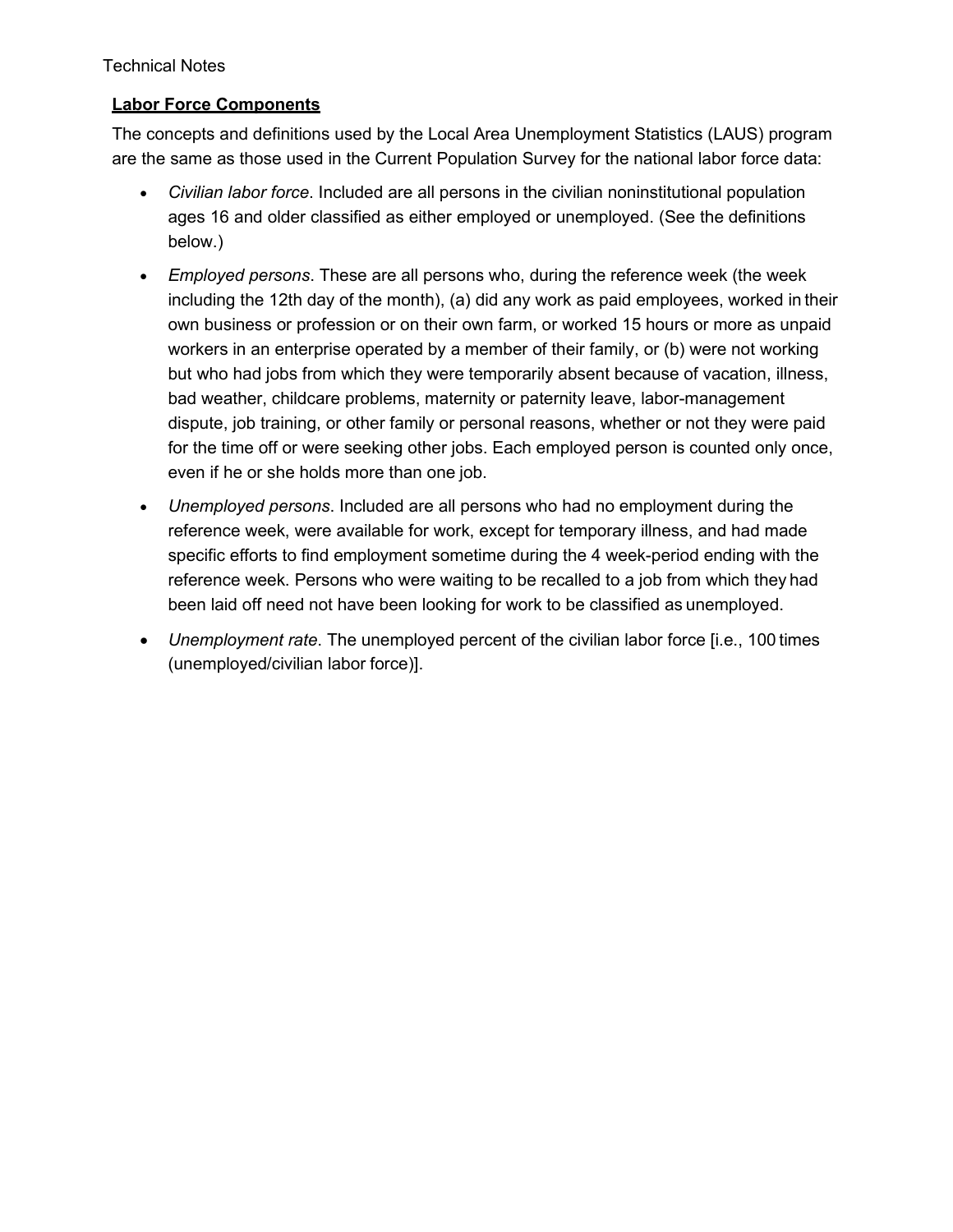Technical Notes

**Labor Force Components**

The concepts and definitions used by the Local Area Unemployment Statistics (LAUS) program are the same as those used in the Current Population Survey for the national labor force data:

- *Civilian labor force*. Included are all persons in the civilian noninstitutional population ages 16 and older classified as either employed or unemployed. (See the definitions below.)
- *Employed persons*. These are all persons who, during the reference week (the week including the 12th day of the month), (a) did any work as paid employees, worked in their own business or profession or on their own farm, or worked 15 hours or more as unpaid workers in an enterprise operated by a member of their family, or (b) were not working but who had jobs from which they were temporarily absent because of vacation, illness, bad weather, childcare problems, maternity or paternity leave, labor-management dispute, job training, or other family or personal reasons, whether or not they were paid for the time off or were seeking other jobs. Each employed person is counted only once, even if he or she holds more than one job.
- *Unemployed persons*. Included are all persons who had no employment during the reference week, were available for work, except for temporary illness, and had made specific efforts to find employment sometime during the 4 week-period ending with the reference week. Persons who were waiting to be recalled to a job from which they had been laid off need not have been looking for work to be classified as unemployed.
- *Unemployment rate*. The unemployed percent of the civilian labor force [i.e., 100 times (unemployed/civilian labor force)].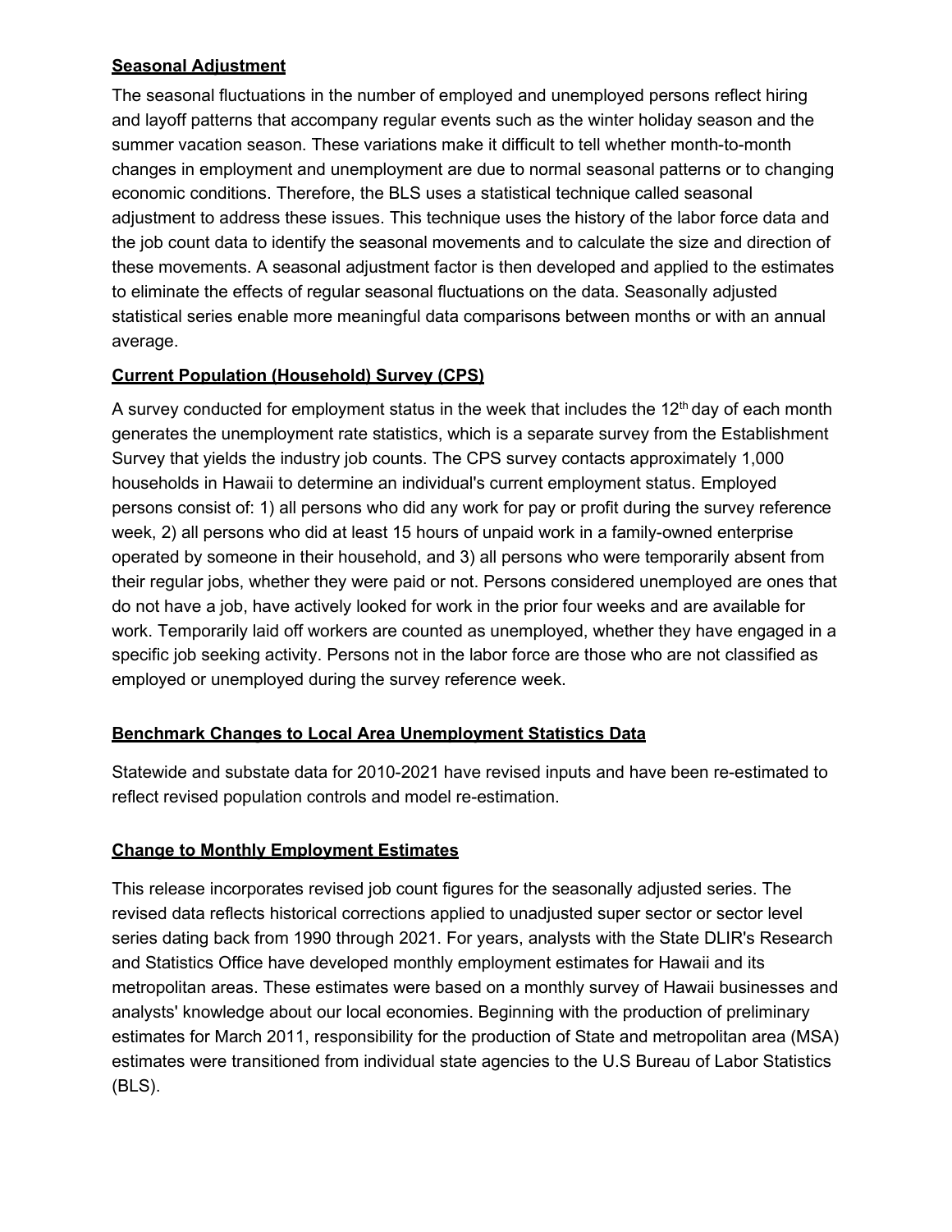## Seasonal Adjustment

The seasonal fluctuations in the number of employed and unemployed persons reflect hiring and layoff patterns that accompany regular events such as the winter holiday season and the summer vacation season. These variations make it difficult to tell whether month-to-month changes in employment and unemployment are due to normal seasonal patterns or to changing economic conditions. Therefore, the BLS uses a statistical technique called seasonal adjustment to address these issues. This technique uses the history of the labor force data and the job count data to identify the seasonal movements and to calculate the size and direction of these movements. A seasonal adjustment factor is then developed and applied to the estimates to eliminate the effects of regular seasonal fluctuations on the data. Seasonally adjusted statistical series enable more meaningful data comparisons between months or with an annual average.

## Current Population (Household) Survey (CPS)

A survey conducted for employment status in the week that includes the 12th day of each month generates the unemployment rate statistics, which is a separate survey from the Establishment Survey that yields the industry job counts. The CPS survey contacts approximately 1,000 households in Hawaii to determine an individual's current employment status. Employed persons consist of: 1) all persons who did any work for pay or profit during the survey reference week, 2) all persons who did at least 15 hours of unpaid work in a family-owned enterprise operated by someone in their household, and 3) all persons who were temporarily absent from their regular jobs, whether they were paid or not. Persons considered unemployed are ones that do not have a job, have actively looked for work in the prior four weeks and are available for work. Temporarily laid off workers are counted as unemployed, whether they have engaged in a specific job seeking activity. Persons not in the labor force are those who are not classified as employed or unemployed during the survey reference week.

## Benchmark Changes to Local Area Unemployment Statistics Data

Statewide and substate data for 2010-2021 have revised inputs and have been re-estimated to reflect revised population controls and model re-estimation.

## Change to Monthly Employment Estimates

This release incorporates revised job count figures for the seasonally adjusted series. The revised data reflects historical corrections applied to unadjusted super sector or sector level series dating back from 1990 through 2021. For years, analysts with the State DLIR's Research and Statistics Office have developed monthly employment estimates for Hawaii and its metropolitan areas. These estimates were based on a monthly survey of Hawaii businesses and analysts' knowledge about our local economies. Beginning with the production of preliminary estimates for March 2011, responsibility for the production of State and metropolitan area (MSA) estimates were transitioned from individual state agencies to the U.S Bureau of Labor Statistics (BLS).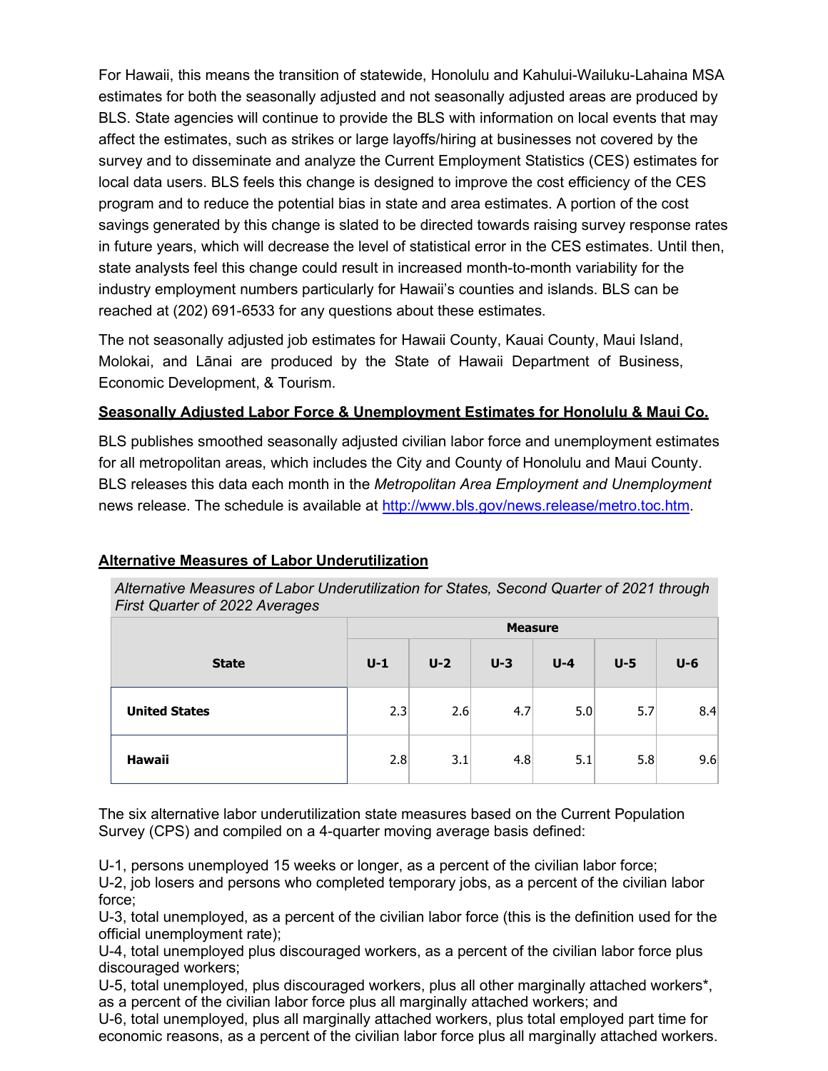For Hawaii, this means the transition of statewide, Honolulu and Kahului-Wailuku-Lahaina MSA estimates for both the seasonally adjusted and not seasonally adjusted areas are produced by BLS. State agencies will continue to provide the BLS with information on local events that may affect the estimates, such as strikes or large layoffs/hiring at businesses not covered by the survey and to disseminate and analyze the Current Employment Statistics (CES) estimates for local data users. BLS feels this change is designed to improve the cost efficiency of the CES program and to reduce the potential bias in state and area estimates. A portion of the cost savings generated by this change is slated to be directed towards raising survey response rates in future years, which will decrease the level of statistical error in the CES estimates. Until then, state analysts feel this change could result in increased month-to-month variability for the industry employment numbers particularly for Hawaii's counties and islands. BLS can be reached at (202) 691-6533 for any questions about these estimates.

The not seasonally adjusted job estimates for Hawaii County, Kauai County, Maui Island, Molokai, and Lānai are produced by the State of Hawaii Department of Business, Economic Development, & Tourism.

**Seasonally Adjusted Labor Force & Unemployment Estimates for Honolulu & Maui Co.**

BLS publishes smoothed seasonally adjusted civilian labor force and unemployment estimates for all metropolitan areas, which includes the City and County of Honolulu and Maui County. BLS releases this data each month in the *Metropolitan Area Employment and Unemployment* news release. The schedule is available at http://www.bls.gov/news.release/metro.toc.htm.

**Alternative Measures of Labor Underutilization**

*Alternative Measures of Labor Underutilization for States, Second Quarter of 2021 through First Quarter of 2022 Averages*

| State | Measure | | | | | |
|---|---|---|---|---|---|---|
| | U-1 | U-2 | U-3 | U-4 | U-5 | U-6 |
| **United States** | 2.3 | 2.6 | 4.7 | 5.0 | 5.7 | 8.4 |
| **Hawaii** | 2.8 | 3.1 | 4.8 | 5.1 | 5.8 | 9.6 |

The six alternative labor underutilization state measures based on the Current Population Survey (CPS) and compiled on a 4-quarter moving average basis defined:

U-1, persons unemployed 15 weeks or longer, as a percent of the civilian labor force;
U-2, job losers and persons who completed temporary jobs, as a percent of the civilian labor force;
U-3, total unemployed, as a percent of the civilian labor force (this is the definition used for the official unemployment rate);
U-4, total unemployed plus discouraged workers, as a percent of the civilian labor force plus discouraged workers;
U-5, total unemployed, plus discouraged workers, plus all other marginally attached workers*, as a percent of the civilian labor force plus all marginally attached workers; and
U-6, total unemployed, plus all marginally attached workers, plus total employed part time for economic reasons, as a percent of the civilian labor force plus all marginally attached workers.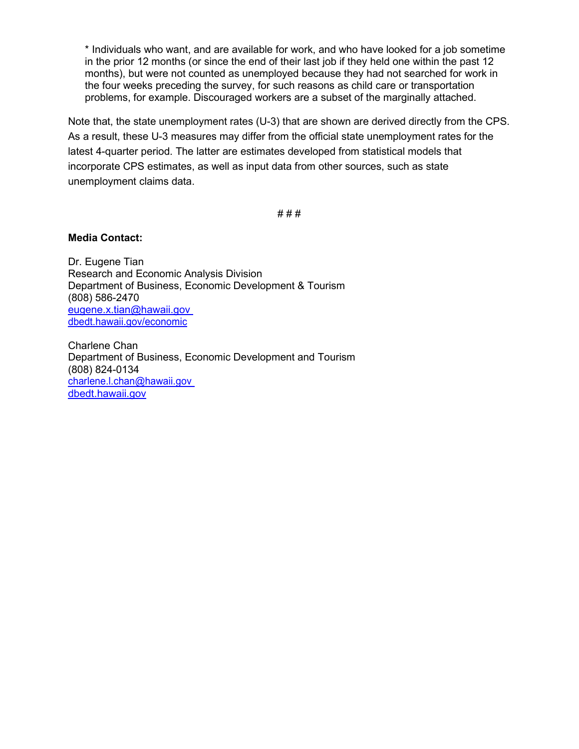* Individuals who want, and are available for work, and who have looked for a job sometime in the prior 12 months (or since the end of their last job if they held one within the past 12 months), but were not counted as unemployed because they had not searched for work in the four weeks preceding the survey, for such reasons as child care or transportation problems, for example. Discouraged workers are a subset of the marginally attached.

Note that, the state unemployment rates (U-3) that are shown are derived directly from the CPS. As a result, these U-3 measures may differ from the official state unemployment rates for the latest 4-quarter period. The latter are estimates developed from statistical models that incorporate CPS estimates, as well as input data from other sources, such as state unemployment claims data.

# # #

**Media Contact:**

Dr. Eugene Tian
Research and Economic Analysis Division
Department of Business, Economic Development & Tourism
(808) 586-2470
eugene.x.tian@hawaii.gov
dbedt.hawaii.gov/economic

Charlene Chan
Department of Business, Economic Development and Tourism
(808) 824-0134
charlene.l.chan@hawaii.gov
dbedt.hawaii.gov